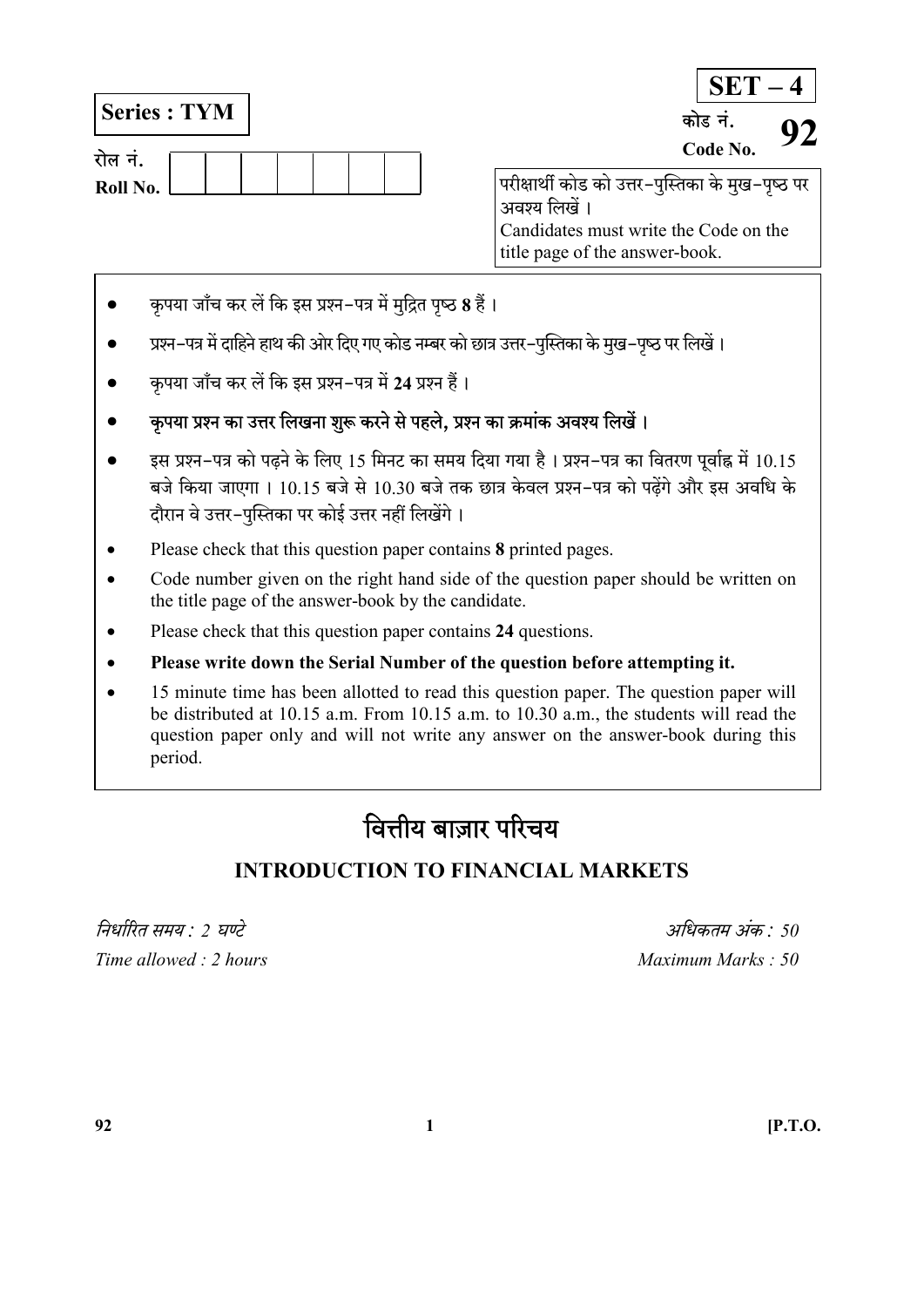**Series : TYM**

**SET – 4**

कोड नं.
**Code No. 92**

रोल नं.
**Roll No.** | | | | | | | |

परीक्षार्थी कोड को उत्तर-पुस्तिका के मुख-पृष्ठ पर अवश्य लिखें ।
Candidates must write the Code on the title page of the answer-book.

- कृपया जाँच कर लें कि इस प्रश्न-पत्र में मुद्रित पृष्ठ **8** हैं ।
- प्रश्न-पत्र में दाहिने हाथ की ओर दिए गए कोड नम्बर को छात्र उत्तर-पुस्तिका के मुख-पृष्ठ पर लिखें ।
- कृपया जाँच कर लें कि इस प्रश्न-पत्र में **24** प्रश्न हैं ।
- **कृपया प्रश्न का उत्तर लिखना शुरू करने से पहले, प्रश्न का क्रमांक अवश्य लिखें ।**
- इस प्रश्न-पत्र को पढ़ने के लिए 15 मिनट का समय दिया गया है । प्रश्न-पत्र का वितरण पूर्वाह्न में 10.15 बजे किया जाएगा । 10.15 बजे से 10.30 बजे तक छात्र केवल प्रश्न-पत्र को पढ़ेंगे और इस अवधि के दौरान वे उत्तर-पुस्तिका पर कोई उत्तर नहीं लिखेंगे ।
- Please check that this question paper contains **8** printed pages.
- Code number given on the right hand side of the question paper should be written on the title page of the answer-book by the candidate.
- Please check that this question paper contains **24** questions.
- **Please write down the Serial Number of the question before attempting it.**
- 15 minute time has been allotted to read this question paper. The question paper will be distributed at 10.15 a.m. From 10.15 a.m. to 10.30 a.m., the students will read the question paper only and will not write any answer on the answer-book during this period.

# वित्तीय बाज़ार परिचय

## INTRODUCTION TO FINANCIAL MARKETS

*निर्धारित समय : 2 घण्टे* — *अधिकतम अंक : 50*

*Time allowed : 2 hours* — *Maximum Marks : 50*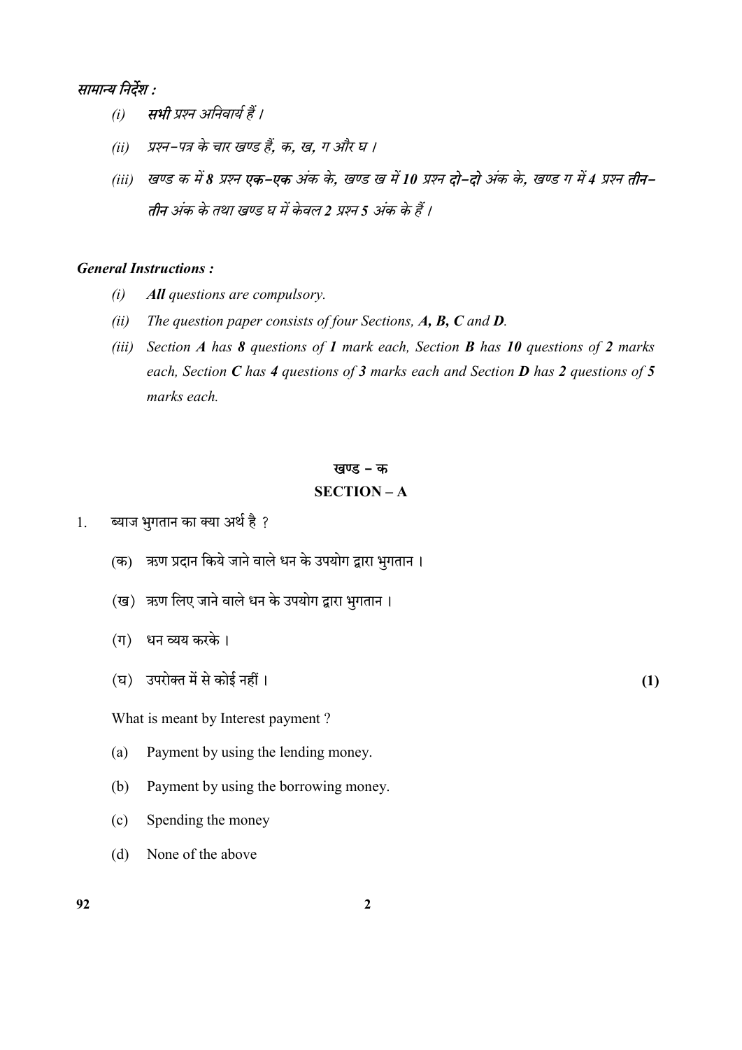**सामान्य निर्देश :**

*(i)* ***सभी** प्रश्न अनिवार्य हैं ।*

*(ii)* *प्रश्न-पत्र के चार खण्ड हैं, क, ख, ग और घ ।*

*(iii)* *खण्ड क में **8** प्रश्न **एक-एक** अंक के, खण्ड ख में **10** प्रश्न **दो-दो** अंक के, खण्ड ग में **4** प्रश्न **तीन-तीन** अंक के तथा खण्ड घ में केवल **2** प्रश्न **5** अंक के हैं ।*

***General Instructions :***

*(i)* ***All** questions are compulsory.*

*(ii)* *The question paper consists of four Sections, **A, B, C** and **D**.*

*(iii)* *Section **A** has **8** questions of **1** mark each, Section **B** has **10** questions of **2** marks each, Section **C** has **4** questions of **3** marks each and Section **D** has **2** questions of **5** marks each.*

## खण्ड – क
## SECTION – A

1. ब्याज भुगतान का क्या अर्थ है ?

   (क) ऋण प्रदान किये जाने वाले धन के उपयोग द्वारा भुगतान ।

   (ख) ऋण लिए जाने वाले धन के उपयोग द्वारा भुगतान ।

   (ग) धन व्यय करके ।

   (घ) उपरोक्त में से कोई नहीं । **(1)**

   What is meant by Interest payment ?

   (a) Payment by using the lending money.

   (b) Payment by using the borrowing money.

   (c) Spending the money

   (d) None of the above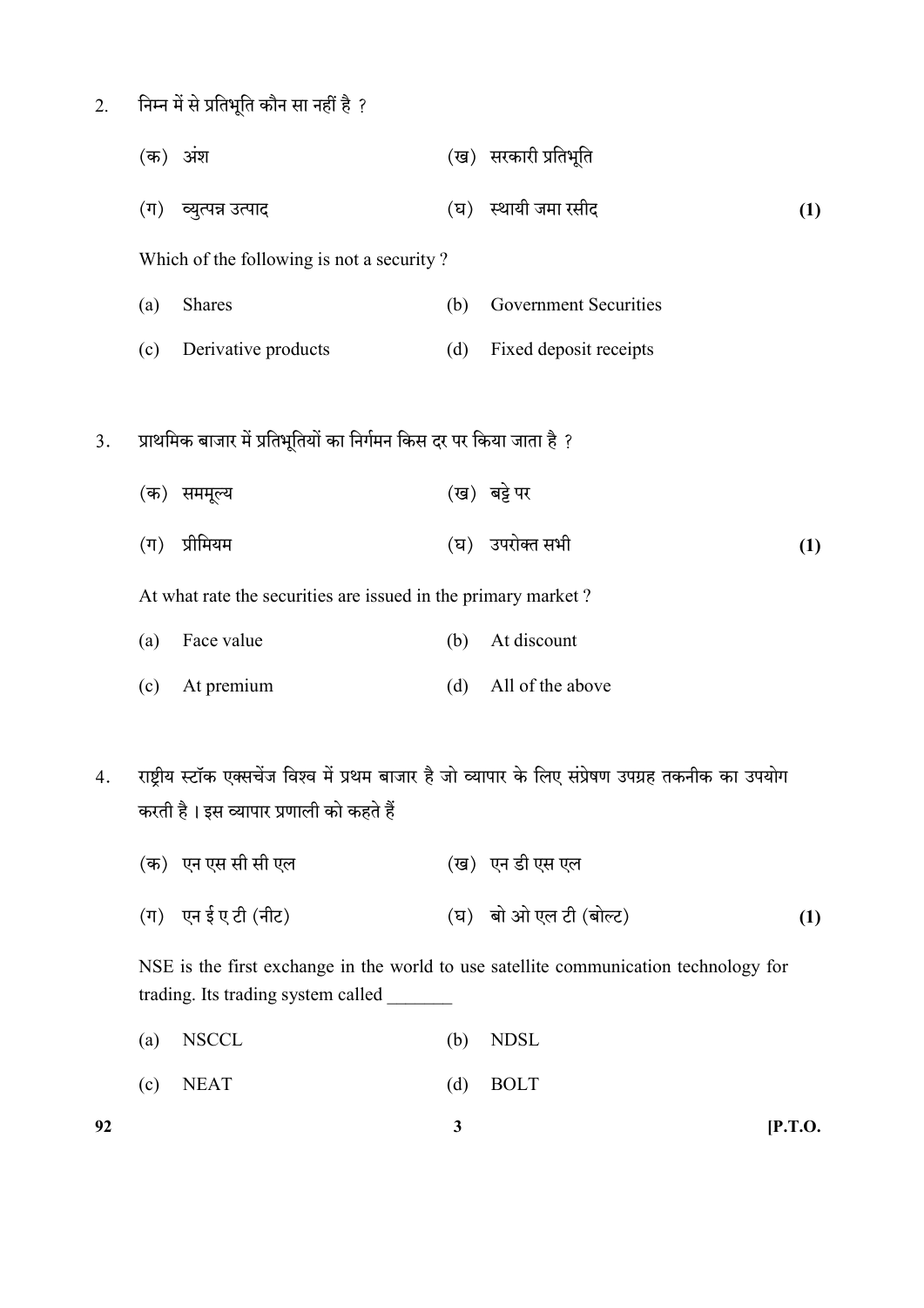2. निम्न में से प्रतिभूति कौन सा नहीं है ?

(क) अंश (ख) सरकारी प्रतिभूति

(ग) व्युत्पन्न उत्पाद (घ) स्थायी जमा रसीद **(1)**

Which of the following is not a security ?

(a) Shares (b) Government Securities

(c) Derivative products (d) Fixed deposit receipts

3. प्राथमिक बाजार में प्रतिभूतियों का निर्गमन किस दर पर किया जाता है ?

(क) सममूल्य (ख) बट्टे पर

(ग) प्रीमियम (घ) उपरोक्त सभी **(1)**

At what rate the securities are issued in the primary market ?

(a) Face value (b) At discount

(c) At premium (d) All of the above

4. राष्ट्रीय स्टॉक एक्सचेंज विश्व में प्रथम बाजार है जो व्यापार के लिए संप्रेषण उपग्रह तकनीक का उपयोग करती है । इस व्यापार प्रणाली को कहते हैं

(क) एन एस सी सी एल (ख) एन डी एस एल

(ग) एन ई ए टी (नीट) (घ) बो ओ एल टी (बोल्ट) **(1)**

NSE is the first exchange in the world to use satellite communication technology for trading. Its trading system called _______

(a) NSCCL (b) NDSL

(c) NEAT (d) BOLT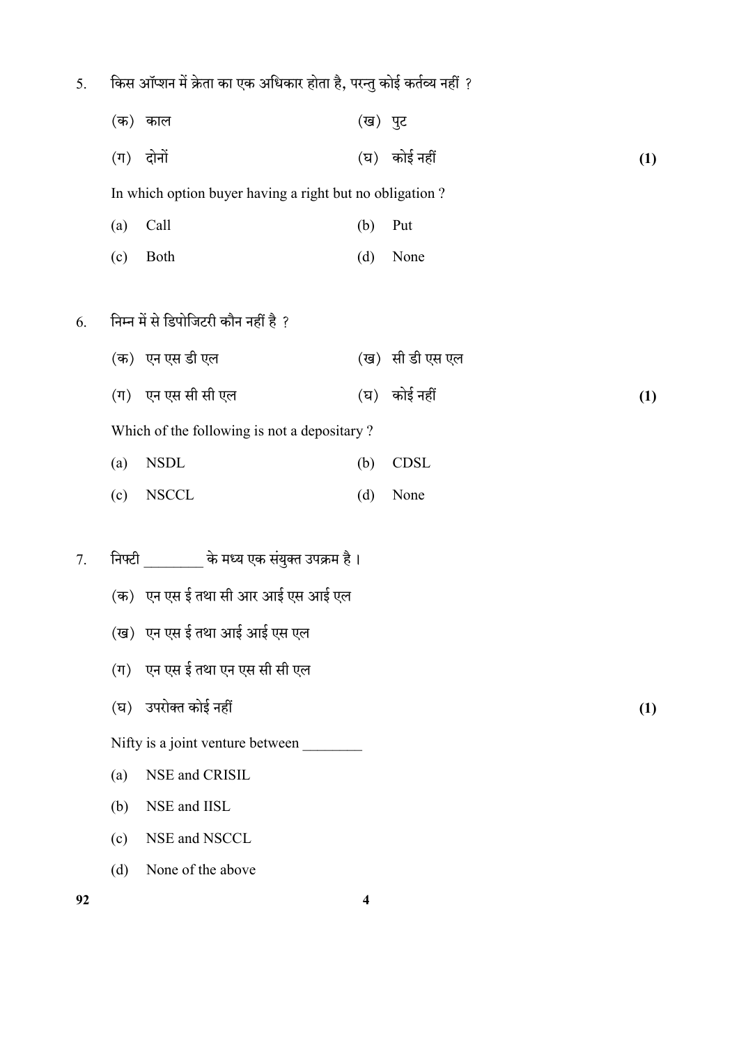5. किस ऑप्शन में क्रेता का एक अधिकार होता है, परन्तु कोई कर्तव्य नहीं ?

(क) काल (ख) पुट

(ग) दोनों (घ) कोई नहीं **(1)**

In which option buyer having a right but no obligation ?

(a) Call (b) Put

(c) Both (d) None

6. निम्न में से डिपोजिटरी कौन नहीं है ?

(क) एन एस डी एल (ख) सी डी एस एल

(ग) एन एस सी सी एल (घ) कोई नहीं **(1)**

Which of the following is not a depositary ?

(a) NSDL (b) CDSL

(c) NSCCL (d) None

7. निफ्टी ________ के मध्य एक संयुक्त उपक्रम है ।

(क) एन एस ई तथा सी आर आई एस आई एल

(ख) एन एस ई तथा आई आई एस एल

(ग) एन एस ई तथा एन एस सी सी एल

(घ) उपरोक्त कोई नहीं **(1)**

Nifty is a joint venture between ________

(a) NSE and CRISIL

(b) NSE and IISL

(c) NSE and NSCCL

(d) None of the above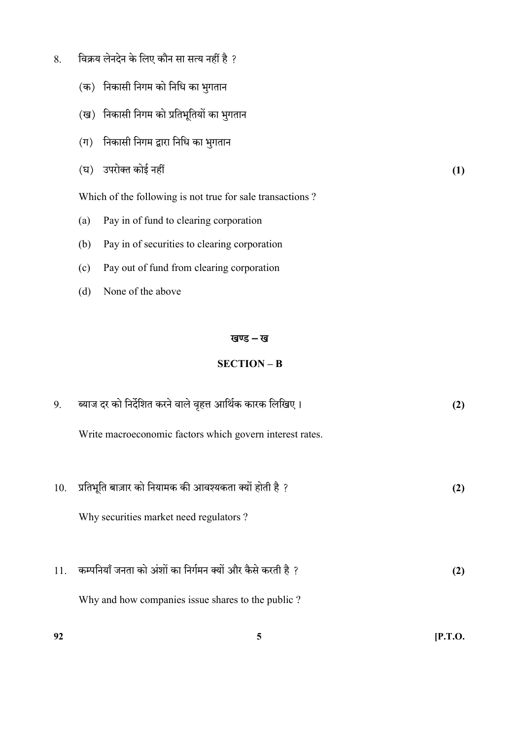8. विक्रय लेनदेन के लिए कौन सा सत्य नहीं है ?

   (क) निकासी निगम को निधि का भुगतान

   (ख) निकासी निगम को प्रतिभूतियों का भुगतान

   (ग) निकासी निगम द्वारा निधि का भुगतान

   (घ) उपरोक्त कोई नहीं **(1)**

   Which of the following is not true for sale transactions ?

   (a) Pay in of fund to clearing corporation

   (b) Pay in of securities to clearing corporation

   (c) Pay out of fund from clearing corporation

   (d) None of the above

## खण्ड – ख

## SECTION – B

9. ब्याज दर को निर्देशित करने वाले वृहत्त आर्थिक कारक लिखिए। **(2)**

   Write macroeconomic factors which govern interest rates.

10. प्रतिभूति बाज़ार को नियामक की आवश्यकता क्यों होती है ? **(2)**

    Why securities market need regulators ?

11. कम्पनियाँ जनता को अंशों का निर्गमन क्यों और कैसे करती है ? **(2)**

    Why and how companies issue shares to the public ?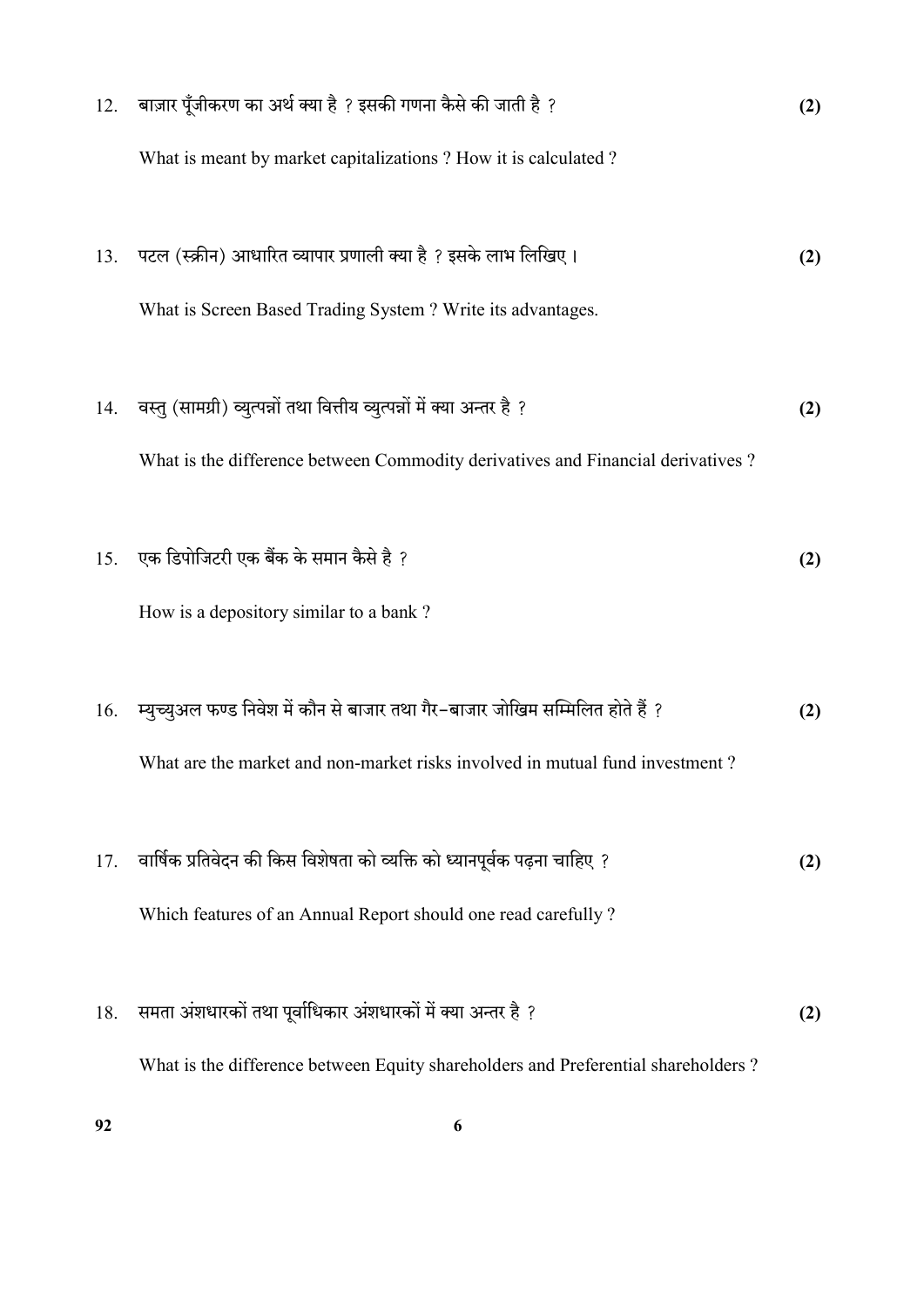12. बाज़ार पूँजीकरण का अर्थ क्या है ? इसकी गणना कैसे की जाती है ? **(2)**

    What is meant by market capitalizations ? How it is calculated ?

13. पटल (स्क्रीन) आधारित व्यापार प्रणाली क्या है ? इसके लाभ लिखिए। **(2)**

    What is Screen Based Trading System ? Write its advantages.

14. वस्तु (सामग्री) व्युत्पन्नों तथा वित्तीय व्युत्पन्नों में क्या अन्तर है ? **(2)**

    What is the difference between Commodity derivatives and Financial derivatives ?

15. एक डिपोजिटरी एक बैंक के समान कैसे है ? **(2)**

    How is a depository similar to a bank ?

16. म्युच्युअल फण्ड निवेश में कौन से बाजार तथा गैर-बाजार जोखिम सम्मिलित होते हैं ? **(2)**

    What are the market and non-market risks involved in mutual fund investment ?

17. वार्षिक प्रतिवेदन की किस विशेषता को व्यक्ति को ध्यानपूर्वक पढ़ना चाहिए ? **(2)**

    Which features of an Annual Report should one read carefully ?

18. समता अंशधारकों तथा पूर्वाधिकार अंशधारकों में क्या अन्तर है ? **(2)**

    What is the difference between Equity shareholders and Preferential shareholders ?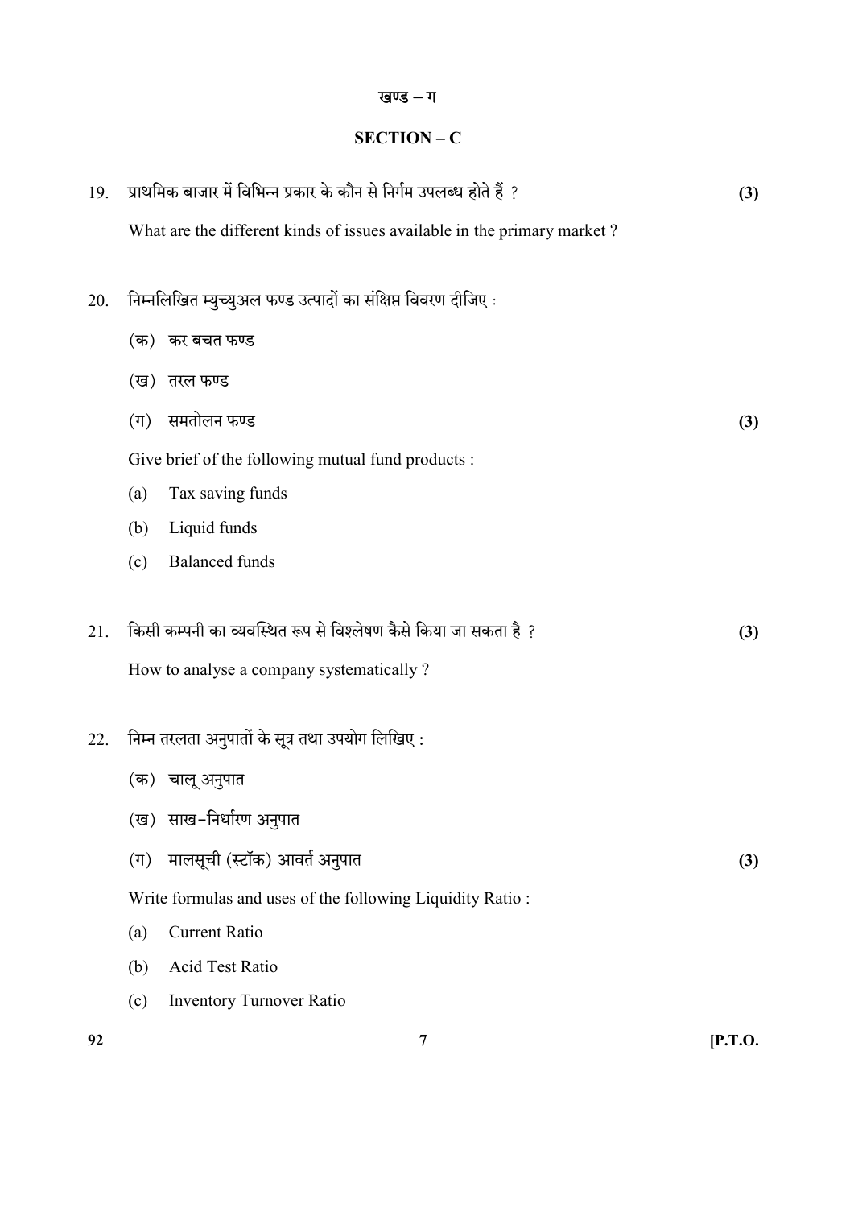## खण्ड – ग

## SECTION – C

19. प्राथमिक बाजार में विभिन्न प्रकार के कौन से निर्गम उपलब्ध होते हैं ? **(3)**

    What are the different kinds of issues available in the primary market ?

20. निम्नलिखित म्युच्युअल फण्ड उत्पादों का संक्षिप्त विवरण दीजिए :

    (क) कर बचत फण्ड

    (ख) तरल फण्ड

    (ग) समतोलन फण्ड **(3)**

    Give brief of the following mutual fund products :

    (a) Tax saving funds

    (b) Liquid funds

    (c) Balanced funds

21. किसी कम्पनी का व्यवस्थित रूप से विश्लेषण कैसे किया जा सकता है ? **(3)**

    How to analyse a company systematically ?

22. निम्न तरलता अनुपातों के सूत्र तथा उपयोग लिखिए :

    (क) चालू अनुपात

    (ख) साख-निर्धारण अनुपात

    (ग) मालसूची (स्टॉक) आवर्त अनुपात **(3)**

    Write formulas and uses of the following Liquidity Ratio :

    (a) Current Ratio

    (b) Acid Test Ratio

    (c) Inventory Turnover Ratio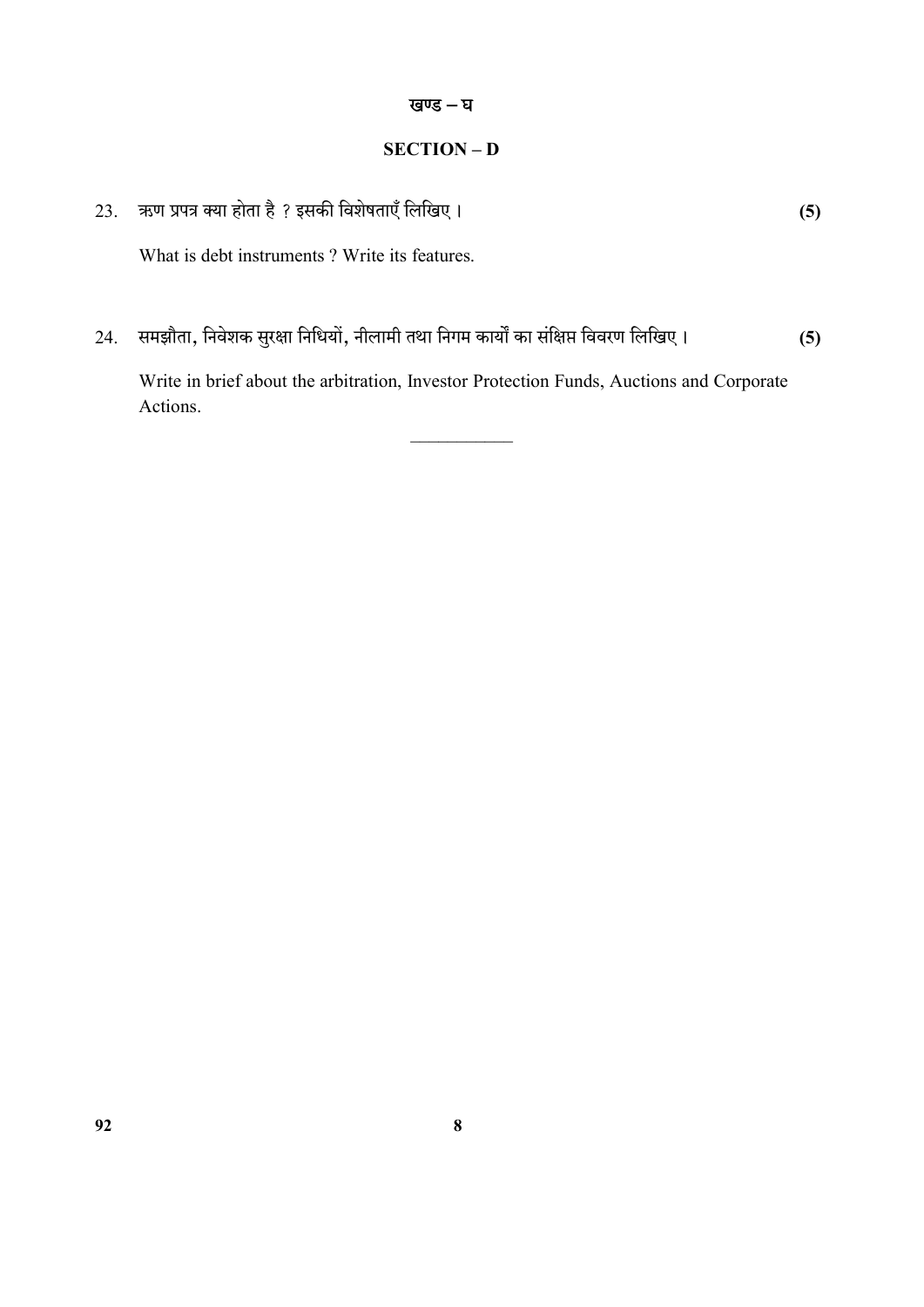## खण्ड – घ

## SECTION – D

23. ऋण प्रपत्र क्या होता है ? इसकी विशेषताएँ लिखिए। **(5)**

    What is debt instruments ? Write its features.

24. समझौता, निवेशक सुरक्षा निधियों, नीलामी तथा निगम कार्यों का संक्षिप्त विवरण लिखिए। **(5)**

    Write in brief about the arbitration, Investor Protection Funds, Auctions and Corporate Actions.